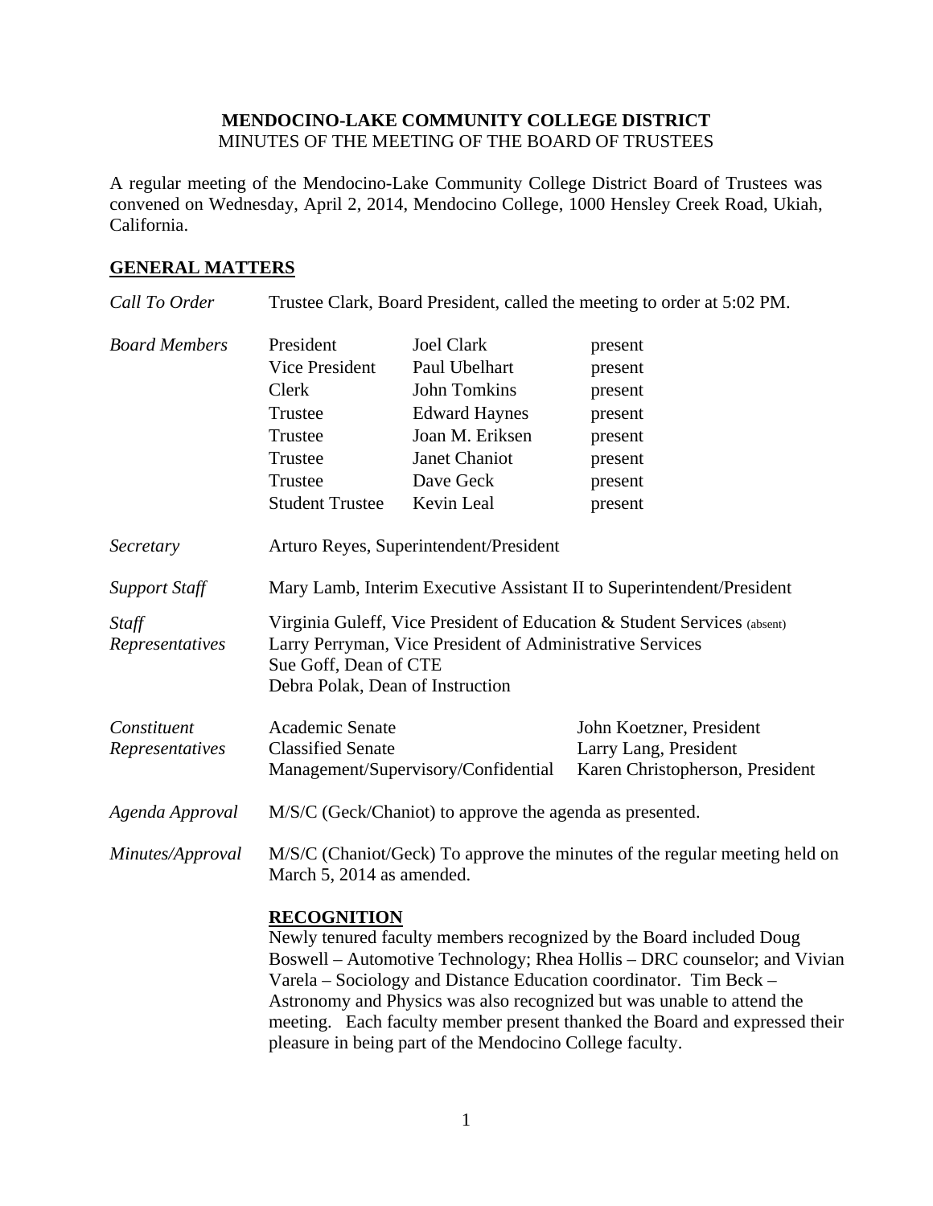**MENDOCINO-LAKE COMMUNITY COLLEGE DISTRICT**
MINUTES OF THE MEETING OF THE BOARD OF TRUSTEES

A regular meeting of the Mendocino-Lake Community College District Board of Trustees was convened on Wednesday, April 2, 2014, Mendocino College, 1000 Hensley Creek Road, Ukiah, California.

## GENERAL MATTERS

*Call To Order* — Trustee Clark, Board President, called the meeting to order at 5:02 PM.

*Board Members*

| | | |
|---|---|---|
| President | Joel Clark | present |
| Vice President | Paul Ubelhart | present |
| Clerk | John Tomkins | present |
| Trustee | Edward Haynes | present |
| Trustee | Joan M. Eriksen | present |
| Trustee | Janet Chaniot | present |
| Trustee | Dave Geck | present |
| Student Trustee | Kevin Leal | present |

*Secretary* — Arturo Reyes, Superintendent/President

*Support Staff* — Mary Lamb, Interim Executive Assistant II to Superintendent/President

*Staff Representatives*
Virginia Guleff, Vice President of Education & Student Services (absent)
Larry Perryman, Vice President of Administrative Services
Sue Goff, Dean of CTE
Debra Polak, Dean of Instruction

*Constituent Representatives*

| | |
|---|---|
| Academic Senate | John Koetzner, President |
| Classified Senate | Larry Lang, President |
| Management/Supervisory/Confidential | Karen Christopherson, President |

*Agenda Approval* — M/S/C (Geck/Chaniot) to approve the agenda as presented.

*Minutes/Approval* — M/S/C (Chaniot/Geck) To approve the minutes of the regular meeting held on March 5, 2014 as amended.

**RECOGNITION**

Newly tenured faculty members recognized by the Board included Doug Boswell – Automotive Technology; Rhea Hollis – DRC counselor; and Vivian Varela – Sociology and Distance Education coordinator. Tim Beck – Astronomy and Physics was also recognized but was unable to attend the meeting. Each faculty member present thanked the Board and expressed their pleasure in being part of the Mendocino College faculty.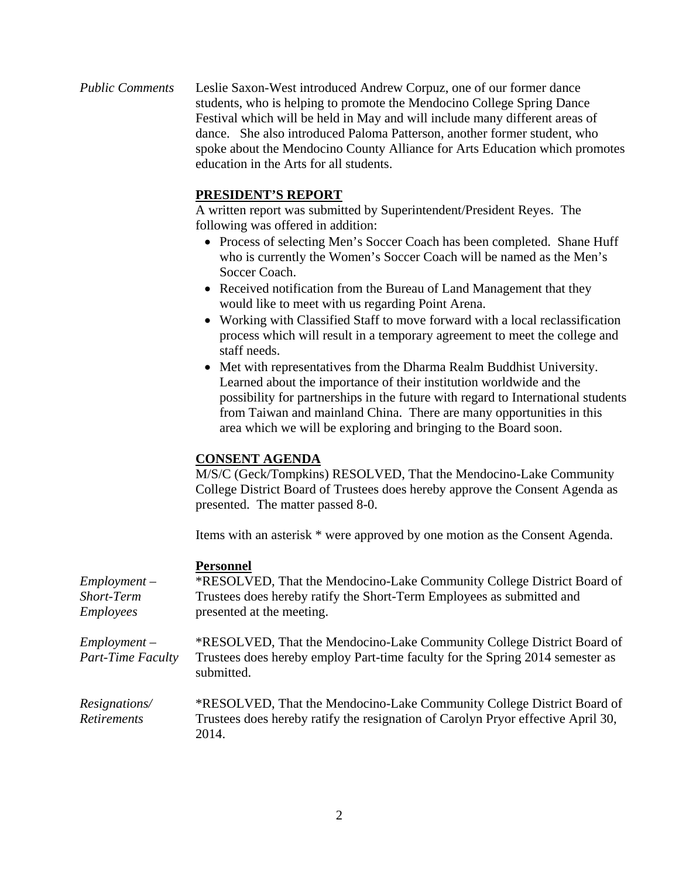*Public Comments* Leslie Saxon-West introduced Andrew Corpuz, one of our former dance students, who is helping to promote the Mendocino College Spring Dance Festival which will be held in May and will include many different areas of dance. She also introduced Paloma Patterson, another former student, who spoke about the Mendocino County Alliance for Arts Education which promotes education in the Arts for all students.

**PRESIDENT'S REPORT**

A written report was submitted by Superintendent/President Reyes. The following was offered in addition:

- Process of selecting Men's Soccer Coach has been completed. Shane Huff who is currently the Women's Soccer Coach will be named as the Men's Soccer Coach.
- Received notification from the Bureau of Land Management that they would like to meet with us regarding Point Arena.
- Working with Classified Staff to move forward with a local reclassification process which will result in a temporary agreement to meet the college and staff needs.
- Met with representatives from the Dharma Realm Buddhist University. Learned about the importance of their institution worldwide and the possibility for partnerships in the future with regard to International students from Taiwan and mainland China. There are many opportunities in this area which we will be exploring and bringing to the Board soon.

**CONSENT AGENDA**

M/S/C (Geck/Tompkins) RESOLVED, That the Mendocino-Lake Community College District Board of Trustees does hereby approve the Consent Agenda as presented. The matter passed 8-0.

Items with an asterisk * were approved by one motion as the Consent Agenda.

**Personnel**

*Employment – Short-Term Employees* *RESOLVED, That the Mendocino-Lake Community College District Board of Trustees does hereby ratify the Short-Term Employees as submitted and presented at the meeting.

*Employment – Part-Time Faculty* *RESOLVED, That the Mendocino-Lake Community College District Board of Trustees does hereby employ Part-time faculty for the Spring 2014 semester as submitted.

*Resignations/ Retirements* *RESOLVED, That the Mendocino-Lake Community College District Board of Trustees does hereby ratify the resignation of Carolyn Pryor effective April 30, 2014.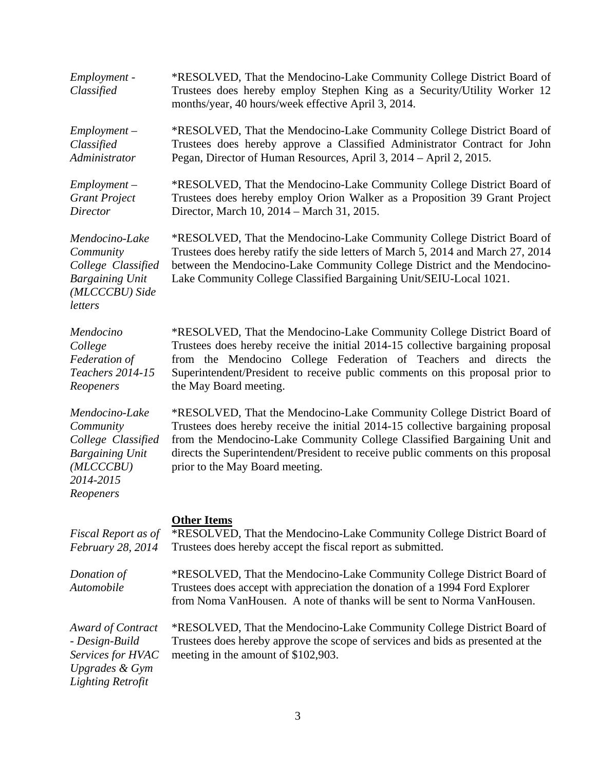*Employment - Classified*

*RESOLVED, That the Mendocino-Lake Community College District Board of Trustees does hereby employ Stephen King as a Security/Utility Worker 12 months/year, 40 hours/week effective April 3, 2014.

*Employment – Classified Administrator*

*RESOLVED, That the Mendocino-Lake Community College District Board of Trustees does hereby approve a Classified Administrator Contract for John Pegan, Director of Human Resources, April 3, 2014 – April 2, 2015.

*Employment – Grant Project Director*

*RESOLVED, That the Mendocino-Lake Community College District Board of Trustees does hereby employ Orion Walker as a Proposition 39 Grant Project Director, March 10, 2014 – March 31, 2015.

*Mendocino-Lake Community College Classified Bargaining Unit (MLCCCBU) Side letters*

*RESOLVED, That the Mendocino-Lake Community College District Board of Trustees does hereby ratify the side letters of March 5, 2014 and March 27, 2014 between the Mendocino-Lake Community College District and the Mendocino-Lake Community College Classified Bargaining Unit/SEIU-Local 1021.

*Mendocino College Federation of Teachers 2014-15 Reopeners*

*RESOLVED, That the Mendocino-Lake Community College District Board of Trustees does hereby receive the initial 2014-15 collective bargaining proposal from the Mendocino College Federation of Teachers and directs the Superintendent/President to receive public comments on this proposal prior to the May Board meeting.

*Mendocino-Lake Community College Classified Bargaining Unit (MLCCCBU) 2014-2015 Reopeners*

*RESOLVED, That the Mendocino-Lake Community College District Board of Trustees does hereby receive the initial 2014-15 collective bargaining proposal from the Mendocino-Lake Community College Classified Bargaining Unit and directs the Superintendent/President to receive public comments on this proposal prior to the May Board meeting.

**Other Items**

*Fiscal Report as of February 28, 2014*

*RESOLVED, That the Mendocino-Lake Community College District Board of Trustees does hereby accept the fiscal report as submitted.

*Donation of Automobile*

*RESOLVED, That the Mendocino-Lake Community College District Board of Trustees does accept with appreciation the donation of a 1994 Ford Explorer from Noma VanHousen. A note of thanks will be sent to Norma VanHousen.

*Award of Contract - Design-Build Services for HVAC Upgrades & Gym Lighting Retrofit*

*RESOLVED, That the Mendocino-Lake Community College District Board of Trustees does hereby approve the scope of services and bids as presented at the meeting in the amount of $102,903.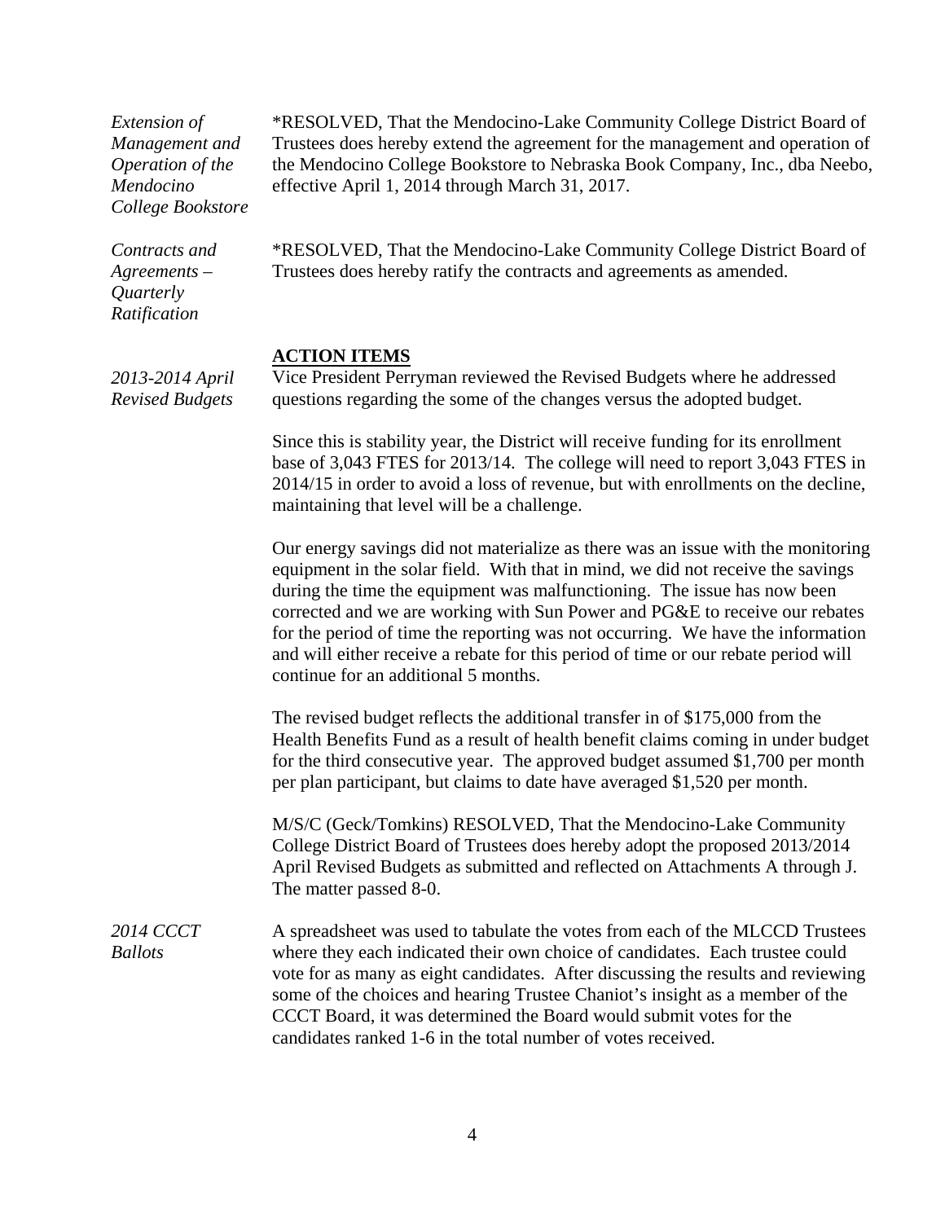*Extension of Management and Operation of the Mendocino College Bookstore*

*RESOLVED, That the Mendocino-Lake Community College District Board of Trustees does hereby extend the agreement for the management and operation of the Mendocino College Bookstore to Nebraska Book Company, Inc., dba Neebo, effective April 1, 2014 through March 31, 2017.

*Contracts and Agreements – Quarterly Ratification*

*RESOLVED, That the Mendocino-Lake Community College District Board of Trustees does hereby ratify the contracts and agreements as amended.

**ACTION ITEMS**

*2013-2014 April Revised Budgets*

Vice President Perryman reviewed the Revised Budgets where he addressed questions regarding the some of the changes versus the adopted budget.

Since this is stability year, the District will receive funding for its enrollment base of 3,043 FTES for 2013/14. The college will need to report 3,043 FTES in 2014/15 in order to avoid a loss of revenue, but with enrollments on the decline, maintaining that level will be a challenge.

Our energy savings did not materialize as there was an issue with the monitoring equipment in the solar field. With that in mind, we did not receive the savings during the time the equipment was malfunctioning. The issue has now been corrected and we are working with Sun Power and PG&E to receive our rebates for the period of time the reporting was not occurring. We have the information and will either receive a rebate for this period of time or our rebate period will continue for an additional 5 months.

The revised budget reflects the additional transfer in of $175,000 from the Health Benefits Fund as a result of health benefit claims coming in under budget for the third consecutive year. The approved budget assumed $1,700 per month per plan participant, but claims to date have averaged $1,520 per month.

M/S/C (Geck/Tomkins) RESOLVED, That the Mendocino-Lake Community College District Board of Trustees does hereby adopt the proposed 2013/2014 April Revised Budgets as submitted and reflected on Attachments A through J. The matter passed 8-0.

*2014 CCCT Ballots*

A spreadsheet was used to tabulate the votes from each of the MLCCD Trustees where they each indicated their own choice of candidates. Each trustee could vote for as many as eight candidates. After discussing the results and reviewing some of the choices and hearing Trustee Chaniot's insight as a member of the CCCT Board, it was determined the Board would submit votes for the candidates ranked 1-6 in the total number of votes received.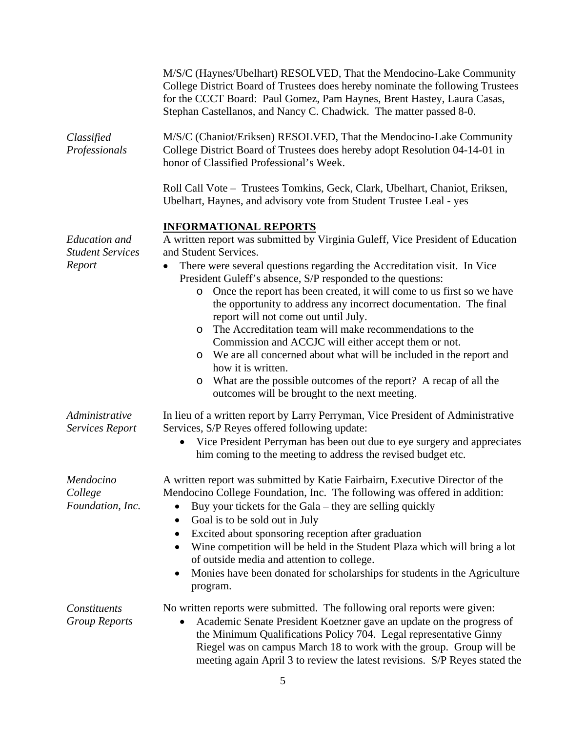M/S/C (Haynes/Ubelhart) RESOLVED, That the Mendocino-Lake Community College District Board of Trustees does hereby nominate the following Trustees for the CCCT Board: Paul Gomez, Pam Haynes, Brent Hastey, Laura Casas, Stephan Castellanos, and Nancy C. Chadwick. The matter passed 8-0.

*Classified Professionals*

M/S/C (Chaniot/Eriksen) RESOLVED, That the Mendocino-Lake Community College District Board of Trustees does hereby adopt Resolution 04-14-01 in honor of Classified Professional's Week.

Roll Call Vote – Trustees Tomkins, Geck, Clark, Ubelhart, Chaniot, Eriksen, Ubelhart, Haynes, and advisory vote from Student Trustee Leal - yes

## INFORMATIONAL REPORTS

*Education and Student Services Report*

A written report was submitted by Virginia Guleff, Vice President of Education and Student Services.

- There were several questions regarding the Accreditation visit. In Vice President Guleff's absence, S/P responded to the questions:
  - Once the report has been created, it will come to us first so we have the opportunity to address any incorrect documentation. The final report will not come out until July.
  - The Accreditation team will make recommendations to the Commission and ACCJC will either accept them or not.
  - We are all concerned about what will be included in the report and how it is written.
  - What are the possible outcomes of the report? A recap of all the outcomes will be brought to the next meeting.

*Administrative Services Report*

In lieu of a written report by Larry Perryman, Vice President of Administrative Services, S/P Reyes offered following update:

- Vice President Perryman has been out due to eye surgery and appreciates him coming to the meeting to address the revised budget etc.

*Mendocino College Foundation, Inc.*

A written report was submitted by Katie Fairbairn, Executive Director of the Mendocino College Foundation, Inc. The following was offered in addition:

- Buy your tickets for the Gala – they are selling quickly
- Goal is to be sold out in July
- Excited about sponsoring reception after graduation
- Wine competition will be held in the Student Plaza which will bring a lot of outside media and attention to college.
- Monies have been donated for scholarships for students in the Agriculture program.

*Constituents Group Reports*

No written reports were submitted. The following oral reports were given:

- Academic Senate President Koetzner gave an update on the progress of the Minimum Qualifications Policy 704. Legal representative Ginny Riegel was on campus March 18 to work with the group. Group will be meeting again April 3 to review the latest revisions. S/P Reyes stated the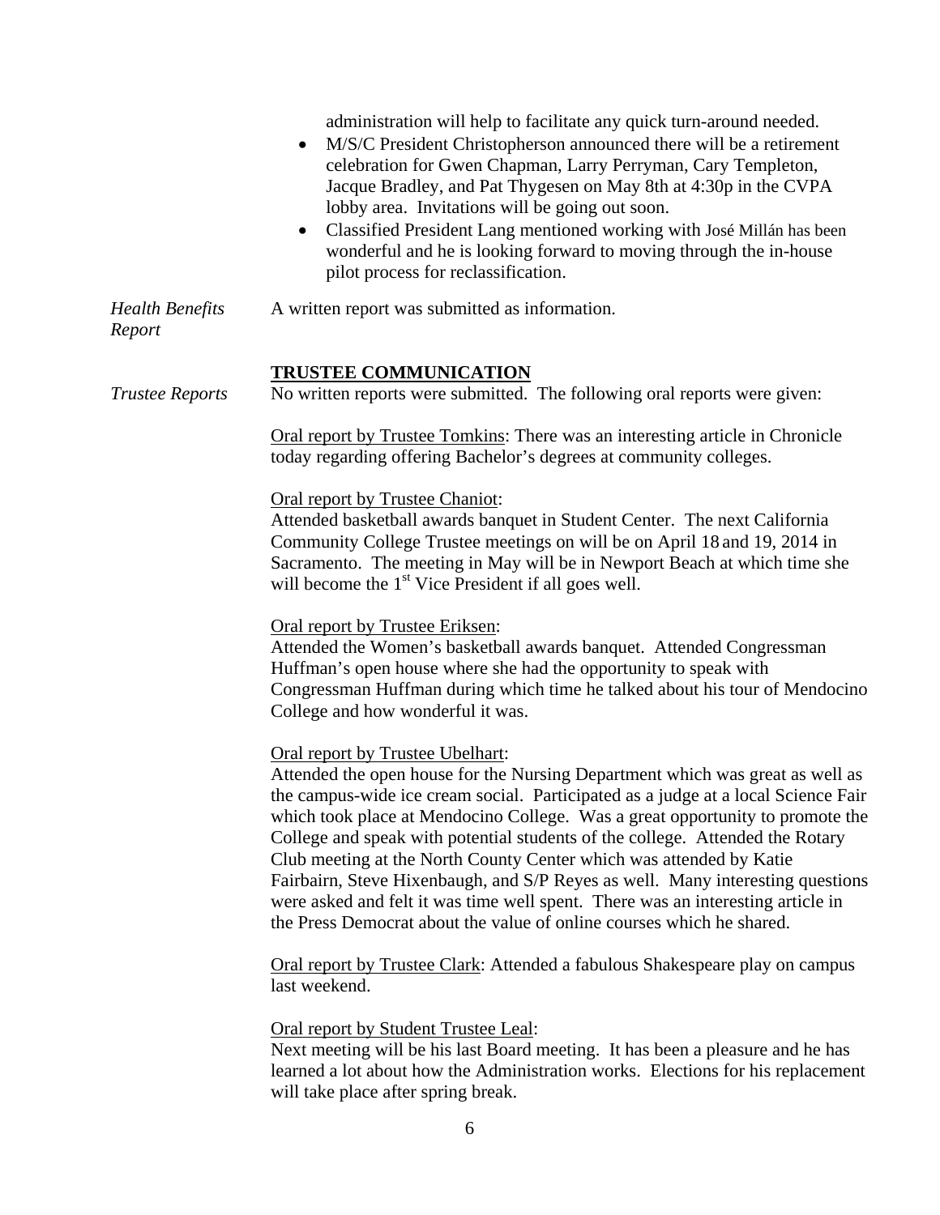administration will help to facilitate any quick turn-around needed.

- M/S/C President Christopherson announced there will be a retirement celebration for Gwen Chapman, Larry Perryman, Cary Templeton, Jacque Bradley, and Pat Thygesen on May 8th at 4:30p in the CVPA lobby area. Invitations will be going out soon.
- Classified President Lang mentioned working with José Millán has been wonderful and he is looking forward to moving through the in-house pilot process for reclassification.

*Health Benefits Report*

A written report was submitted as information.

## TRUSTEE COMMUNICATION

*Trustee Reports*

No written reports were submitted. The following oral reports were given:

Oral report by Trustee Tomkins: There was an interesting article in Chronicle today regarding offering Bachelor's degrees at community colleges.

Oral report by Trustee Chaniot:
Attended basketball awards banquet in Student Center. The next California Community College Trustee meetings on will be on April 18 and 19, 2014 in Sacramento. The meeting in May will be in Newport Beach at which time she will become the 1st Vice President if all goes well.

Oral report by Trustee Eriksen:
Attended the Women's basketball awards banquet. Attended Congressman Huffman's open house where she had the opportunity to speak with Congressman Huffman during which time he talked about his tour of Mendocino College and how wonderful it was.

Oral report by Trustee Ubelhart:
Attended the open house for the Nursing Department which was great as well as the campus-wide ice cream social. Participated as a judge at a local Science Fair which took place at Mendocino College. Was a great opportunity to promote the College and speak with potential students of the college. Attended the Rotary Club meeting at the North County Center which was attended by Katie Fairbairn, Steve Hixenbaugh, and S/P Reyes as well. Many interesting questions were asked and felt it was time well spent. There was an interesting article in the Press Democrat about the value of online courses which he shared.

Oral report by Trustee Clark: Attended a fabulous Shakespeare play on campus last weekend.

Oral report by Student Trustee Leal:
Next meeting will be his last Board meeting. It has been a pleasure and he has learned a lot about how the Administration works. Elections for his replacement will take place after spring break.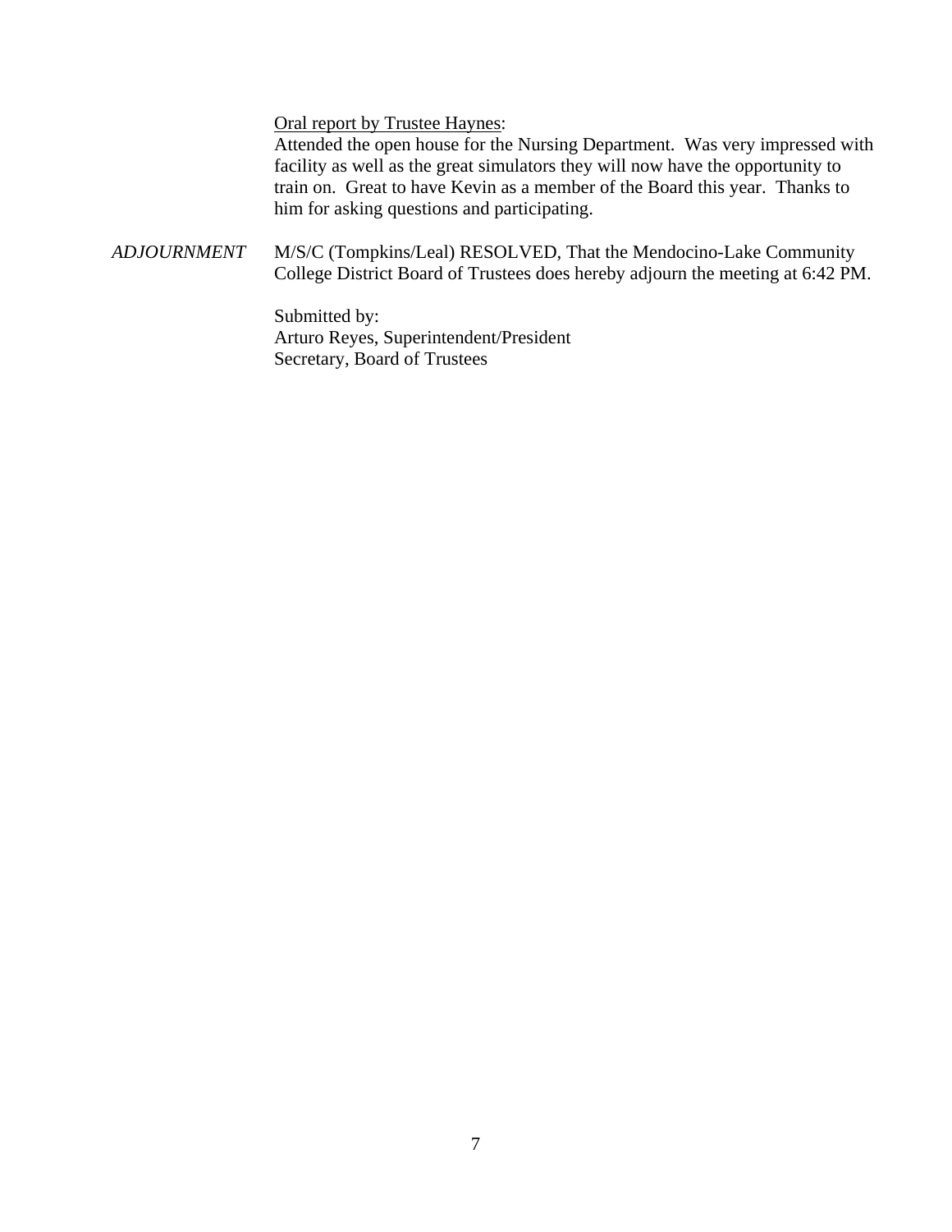<u>Oral report by Trustee Haynes</u>:

Attended the open house for the Nursing Department. Was very impressed with facility as well as the great simulators they will now have the opportunity to train on. Great to have Kevin as a member of the Board this year. Thanks to him for asking questions and participating.

*ADJOURNMENT* M/S/C (Tompkins/Leal) RESOLVED, That the Mendocino-Lake Community College District Board of Trustees does hereby adjourn the meeting at 6:42 PM.

Submitted by:
Arturo Reyes, Superintendent/President
Secretary, Board of Trustees